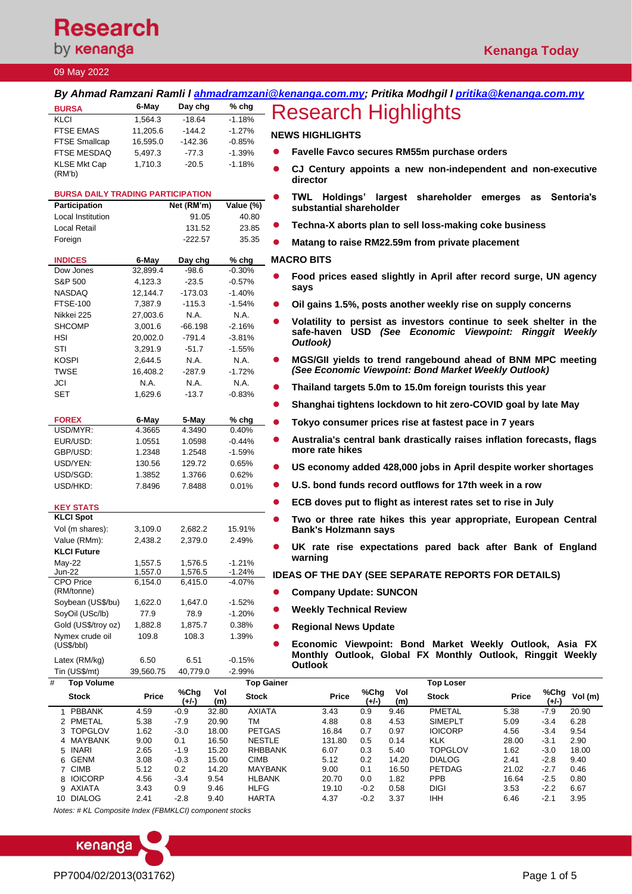Research by kenanga

**Kenanga Today**

09 May 2022

***By Ahmad Ramzani Ramli l [ahmadramzani@kenanga.com.my](mailto:ahmadramzani@kenanga.com.my); Pritika Modhgil l [pritika@kenanga.com.my](mailto:pritika@kenanga.com.my)***

| BURSA | 6-May | Day chg | % chg |
|---|---|---|---|
| KLCI | 1,564.3 | -18.64 | -1.18% |
| FTSE EMAS | 11,205.6 | -144.2 | -1.27% |
| FTSE Smallcap | 16,595.0 | -142.36 | -0.85% |
| FTSE MESDAQ | 5,497.3 | -77.3 | -1.39% |
| KLSE Mkt Cap (RM'b) | 1,710.3 | -20.5 | -1.18% |

**BURSA DAILY TRADING PARTICIPATION**

| Participation | Net (RM'm) | Value (%) |
|---|---|---|
| Local Institution | 91.05 | 40.80 |
| Local Retail | 131.52 | 23.85 |
| Foreign | -222.57 | 35.35 |

| INDICES | 6-May | Day chg | % chg |
|---|---|---|---|
| Dow Jones | 32,899.4 | -98.6 | -0.30% |
| S&P 500 | 4,123.3 | -23.5 | -0.57% |
| NASDAQ | 12,144.7 | -173.03 | -1.40% |
| FTSE-100 | 7,387.9 | -115.3 | -1.54% |
| Nikkei 225 | 27,003.6 | N.A. | N.A. |
| SHCOMP | 3,001.6 | -66.198 | -2.16% |
| HSI | 20,002.0 | -791.4 | -3.81% |
| STI | 3,291.9 | -51.7 | -1.55% |
| KOSPI | 2,644.5 | N.A. | N.A. |
| TWSE | 16,408.2 | -287.9 | -1.72% |
| JCI | N.A. | N.A. | N.A. |
| SET | 1,629.6 | -13.7 | -0.83% |

| FOREX | 6-May | 5-May | % chg |
|---|---|---|---|
| USD/MYR: | 4.3665 | 4.3490 | 0.40% |
| EUR/USD: | 1.0551 | 1.0598 | -0.44% |
| GBP/USD: | 1.2348 | 1.2548 | -1.59% |
| USD/YEN: | 130.56 | 129.72 | 0.65% |
| USD/SGD: | 1.3852 | 1.3766 | 0.62% |
| USD/HKD: | 7.8496 | 7.8488 | 0.01% |

| KEY STATS | | | |
|---|---|---|---|
| **KLCI Spot** | | | |
| Vol (m shares): | 3,109.0 | 2,682.2 | 15.91% |
| Value (RMm): | 2,438.2 | 2,379.0 | 2.49% |
| **KLCI Future** | | | |
| May-22 | 1,557.5 | 1,576.5 | -1.21% |
| Jun-22 | 1,557.0 | 1,576.5 | -1.24% |
| CPO Price (RM/tonne) | 6,154.0 | 6,415.0 | -4.07% |
| Soybean (US$/bu) | 1,622.0 | 1,647.0 | -1.52% |
| SoyOil (USc/lb) | 77.9 | 78.9 | -1.20% |
| Gold (US$/troy oz) | 1,882.8 | 1,875.7 | 0.38% |
| Nymex crude oil (US$/bbl) | 109.8 | 108.3 | 1.39% |
| Latex (RM/kg) | 6.50 | 6.51 | -0.15% |
| Tin (US$/mt) | 39,560.75 | 40,779.0 | -2.99% |

# Research Highlights

## NEWS HIGHLIGHTS

- **Favelle Favco secures RM55m purchase orders**
- **CJ Century appoints a new non-independent and non-executive director**
- **TWL Holdings' largest shareholder emerges as Sentoria's substantial shareholder**
- **Techna-X aborts plan to sell loss-making coke business**
- **Matang to raise RM22.59m from private placement**

## MACRO BITS

- **Food prices eased slightly in April after record surge, UN agency says**
- **Oil gains 1.5%, posts another weekly rise on supply concerns**
- **Volatility to persist as investors continue to seek shelter in the safe-haven USD *(See Economic Viewpoint: Ringgit Weekly Outlook)***
- **MGS/GII yields to trend rangebound ahead of BNM MPC meeting *(See Economic Viewpoint: Bond Market Weekly Outlook)***
- **Thailand targets 5.0m to 15.0m foreign tourists this year**
- **Shanghai tightens lockdown to hit zero-COVID goal by late May**
- **Tokyo consumer prices rise at fastest pace in 7 years**
- **Australia's central bank drastically raises inflation forecasts, flags more rate hikes**
- **US economy added 428,000 jobs in April despite worker shortages**
- **U.S. bond funds record outflows for 17th week in a row**
- **ECB doves put to flight as interest rates set to rise in July**
- **Two or three rate hikes this year appropriate, European Central Bank's Holzmann says**
- **UK rate rise expectations pared back after Bank of England warning**

## IDEAS OF THE DAY (SEE SEPARATE REPORTS FOR DETAILS)

- **Company Update: SUNCON**
- **Weekly Technical Review**
- **Regional News Update**
- **Economic Viewpoint: Bond Market Weekly Outlook, Asia FX Monthly Outlook, Global FX Monthly Outlook, Ringgit Weekly Outlook**

| # | Top Volume | | | | Top Gainer | | | | Top Loser | | | |
|---|---|---|---|---|---|---|---|---|---|---|---|---|
| | Stock | Price | %Chg (+/-) | Vol (m) | Stock | Price | %Chg (+/-) | Vol (m) | Stock | Price | %Chg (+/-) | Vol (m) |
| 1 | PBBANK | 4.59 | -0.9 | 32.80 | AXIATA | 3.43 | 0.9 | 9.46 | PMETAL | 5.38 | -7.9 | 20.90 |
| 2 | PMETAL | 5.38 | -7.9 | 20.90 | TM | 4.88 | 0.8 | 4.53 | SIMEPLT | 5.09 | -3.4 | 6.28 |
| 3 | TOPGLOV | 1.62 | -3.0 | 18.00 | PETGAS | 16.84 | 0.7 | 0.97 | IOICORP | 4.56 | -3.4 | 9.54 |
| 4 | MAYBANK | 9.00 | 0.1 | 16.50 | NESTLE | 131.80 | 0.5 | 0.14 | KLK | 28.00 | -3.1 | 2.90 |
| 5 | INARI | 2.65 | -1.9 | 15.20 | RHBBANK | 6.07 | 0.3 | 5.40 | TOPGLOV | 1.62 | -3.0 | 18.00 |
| 6 | GENM | 3.08 | -0.3 | 15.00 | CIMB | 5.12 | 0.2 | 14.20 | DIALOG | 2.41 | -2.8 | 9.40 |
| 7 | CIMB | 5.12 | 0.2 | 14.20 | MAYBANK | 9.00 | 0.1 | 16.50 | PETDAG | 21.02 | -2.7 | 0.46 |
| 8 | IOICORP | 4.56 | -3.4 | 9.54 | HLBANK | 20.70 | 0.0 | 1.82 | PPB | 16.64 | -2.5 | 0.80 |
| 9 | AXIATA | 3.43 | 0.9 | 9.46 | HLFG | 19.10 | -0.2 | 0.58 | DIGI | 3.53 | -2.2 | 6.67 |
| 10 | DIALOG | 2.41 | -2.8 | 9.40 | HARTA | 4.37 | -0.2 | 3.37 | IHH | 6.46 | -2.1 | 3.95 |

*Notes: # KL Composite Index (FBMKLCI) component stocks*

PP7004/02/2013(031762)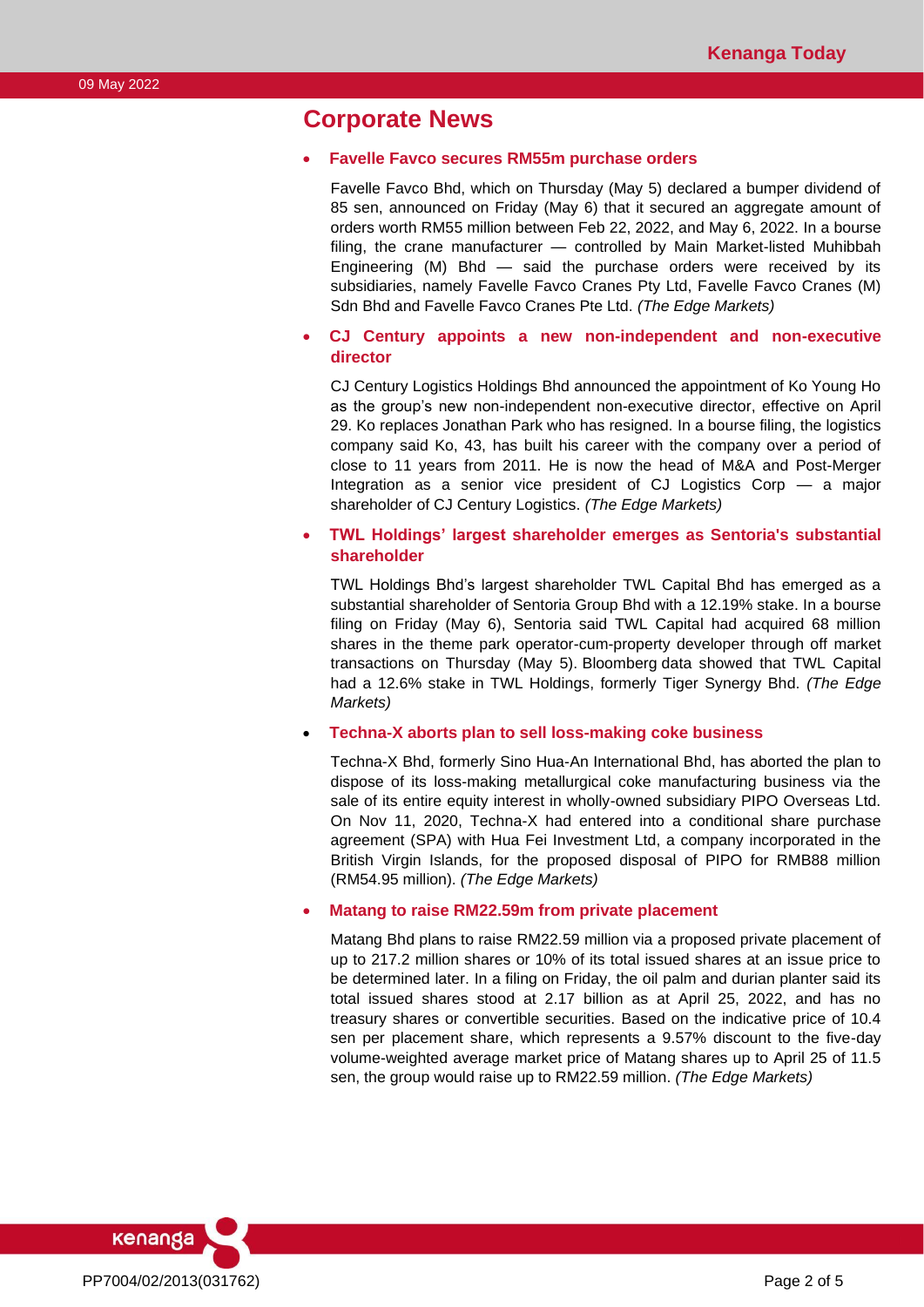## Corporate News

- **Favelle Favco secures RM55m purchase orders**

  Favelle Favco Bhd, which on Thursday (May 5) declared a bumper dividend of 85 sen, announced on Friday (May 6) that it secured an aggregate amount of orders worth RM55 million between Feb 22, 2022, and May 6, 2022. In a bourse filing, the crane manufacturer — controlled by Main Market-listed Muhibbah Engineering (M) Bhd — said the purchase orders were received by its subsidiaries, namely Favelle Favco Cranes Pty Ltd, Favelle Favco Cranes (M) Sdn Bhd and Favelle Favco Cranes Pte Ltd. *(The Edge Markets)*

- **CJ Century appoints a new non-independent and non-executive director**

  CJ Century Logistics Holdings Bhd announced the appointment of Ko Young Ho as the group's new non-independent non-executive director, effective on April 29. Ko replaces Jonathan Park who has resigned. In a bourse filing, the logistics company said Ko, 43, has built his career with the company over a period of close to 11 years from 2011. He is now the head of M&A and Post-Merger Integration as a senior vice president of CJ Logistics Corp — a major shareholder of CJ Century Logistics. *(The Edge Markets)*

- **TWL Holdings' largest shareholder emerges as Sentoria's substantial shareholder**

  TWL Holdings Bhd's largest shareholder TWL Capital Bhd has emerged as a substantial shareholder of Sentoria Group Bhd with a 12.19% stake. In a bourse filing on Friday (May 6), Sentoria said TWL Capital had acquired 68 million shares in the theme park operator-cum-property developer through off market transactions on Thursday (May 5). Bloomberg data showed that TWL Capital had a 12.6% stake in TWL Holdings, formerly Tiger Synergy Bhd. *(The Edge Markets)*

- **Techna-X aborts plan to sell loss-making coke business**

  Techna-X Bhd, formerly Sino Hua-An International Bhd, has aborted the plan to dispose of its loss-making metallurgical coke manufacturing business via the sale of its entire equity interest in wholly-owned subsidiary PIPO Overseas Ltd. On Nov 11, 2020, Techna-X had entered into a conditional share purchase agreement (SPA) with Hua Fei Investment Ltd, a company incorporated in the British Virgin Islands, for the proposed disposal of PIPO for RMB88 million (RM54.95 million). *(The Edge Markets)*

- **Matang to raise RM22.59m from private placement**

  Matang Bhd plans to raise RM22.59 million via a proposed private placement of up to 217.2 million shares or 10% of its total issued shares at an issue price to be determined later. In a filing on Friday, the oil palm and durian planter said its total issued shares stood at 2.17 billion as at April 25, 2022, and has no treasury shares or convertible securities. Based on the indicative price of 10.4 sen per placement share, which represents a 9.57% discount to the five-day volume-weighted average market price of Matang shares up to April 25 of 11.5 sen, the group would raise up to RM22.59 million. *(The Edge Markets)*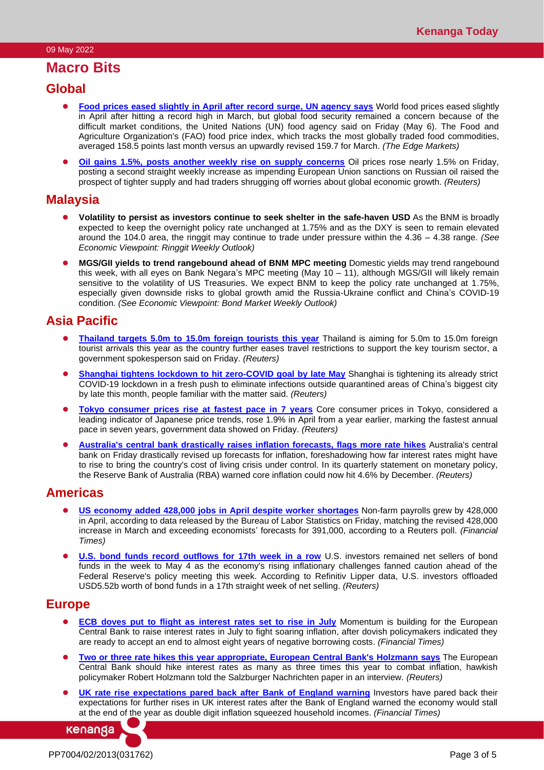# Macro Bits

## Global

- **Food prices eased slightly in April after record surge, UN agency says** World food prices eased slightly in April after hitting a record high in March, but global food security remained a concern because of the difficult market conditions, the United Nations (UN) food agency said on Friday (May 6). The Food and Agriculture Organization's (FAO) food price index, which tracks the most globally traded food commodities, averaged 158.5 points last month versus an upwardly revised 159.7 for March. *(The Edge Markets)*

- **Oil gains 1.5%, posts another weekly rise on supply concerns** Oil prices rose nearly 1.5% on Friday, posting a second straight weekly increase as impending European Union sanctions on Russian oil raised the prospect of tighter supply and had traders shrugging off worries about global economic growth. *(Reuters)*

## Malaysia

- **Volatility to persist as investors continue to seek shelter in the safe-haven USD** As the BNM is broadly expected to keep the overnight policy rate unchanged at 1.75% and as the DXY is seen to remain elevated around the 104.0 area, the ringgit may continue to trade under pressure within the 4.36 – 4.38 range. *(See Economic Viewpoint: Ringgit Weekly Outlook)*

- **MGS/GII yields to trend rangebound ahead of BNM MPC meeting** Domestic yields may trend rangebound this week, with all eyes on Bank Negara's MPC meeting (May 10 – 11), although MGS/GII will likely remain sensitive to the volatility of US Treasuries. We expect BNM to keep the policy rate unchanged at 1.75%, especially given downside risks to global growth amid the Russia-Ukraine conflict and China's COVID-19 condition. *(See Economic Viewpoint: Bond Market Weekly Outlook)*

## Asia Pacific

- **Thailand targets 5.0m to 15.0m foreign tourists this year** Thailand is aiming for 5.0m to 15.0m foreign tourist arrivals this year as the country further eases travel restrictions to support the key tourism sector, a government spokesperson said on Friday. *(Reuters)*

- **Shanghai tightens lockdown to hit zero-COVID goal by late May** Shanghai is tightening its already strict COVID-19 lockdown in a fresh push to eliminate infections outside quarantined areas of China's biggest city by late this month, people familiar with the matter said. *(Reuters)*

- **Tokyo consumer prices rise at fastest pace in 7 years** Core consumer prices in Tokyo, considered a leading indicator of Japanese price trends, rose 1.9% in April from a year earlier, marking the fastest annual pace in seven years, government data showed on Friday. *(Reuters)*

- **Australia's central bank drastically raises inflation forecasts, flags more rate hikes** Australia's central bank on Friday drastically revised up forecasts for inflation, foreshadowing how far interest rates might have to rise to bring the country's cost of living crisis under control. In its quarterly statement on monetary policy, the Reserve Bank of Australia (RBA) warned core inflation could now hit 4.6% by December. *(Reuters)*

## Americas

- **US economy added 428,000 jobs in April despite worker shortages** Non-farm payrolls grew by 428,000 in April, according to data released by the Bureau of Labor Statistics on Friday, matching the revised 428,000 increase in March and exceeding economists' forecasts for 391,000, according to a Reuters poll. *(Financial Times)*

- **U.S. bond funds record outflows for 17th week in a row** U.S. investors remained net sellers of bond funds in the week to May 4 as the economy's rising inflationary challenges fanned caution ahead of the Federal Reserve's policy meeting this week. According to Refinitiv Lipper data, U.S. investors offloaded USD5.52b worth of bond funds in a 17th straight week of net selling. *(Reuters)*

## Europe

- **ECB doves put to flight as interest rates set to rise in July** Momentum is building for the European Central Bank to raise interest rates in July to fight soaring inflation, after dovish policymakers indicated they are ready to accept an end to almost eight years of negative borrowing costs. *(Financial Times)*

- **Two or three rate hikes this year appropriate, European Central Bank's Holzmann says** The European Central Bank should hike interest rates as many as three times this year to combat inflation, hawkish policymaker Robert Holzmann told the Salzburger Nachrichten paper in an interview. *(Reuters)*

- **UK rate rise expectations pared back after Bank of England warning** Investors have pared back their expectations for further rises in UK interest rates after the Bank of England warned the economy would stall at the end of the year as double digit inflation squeezed household incomes. *(Financial Times)*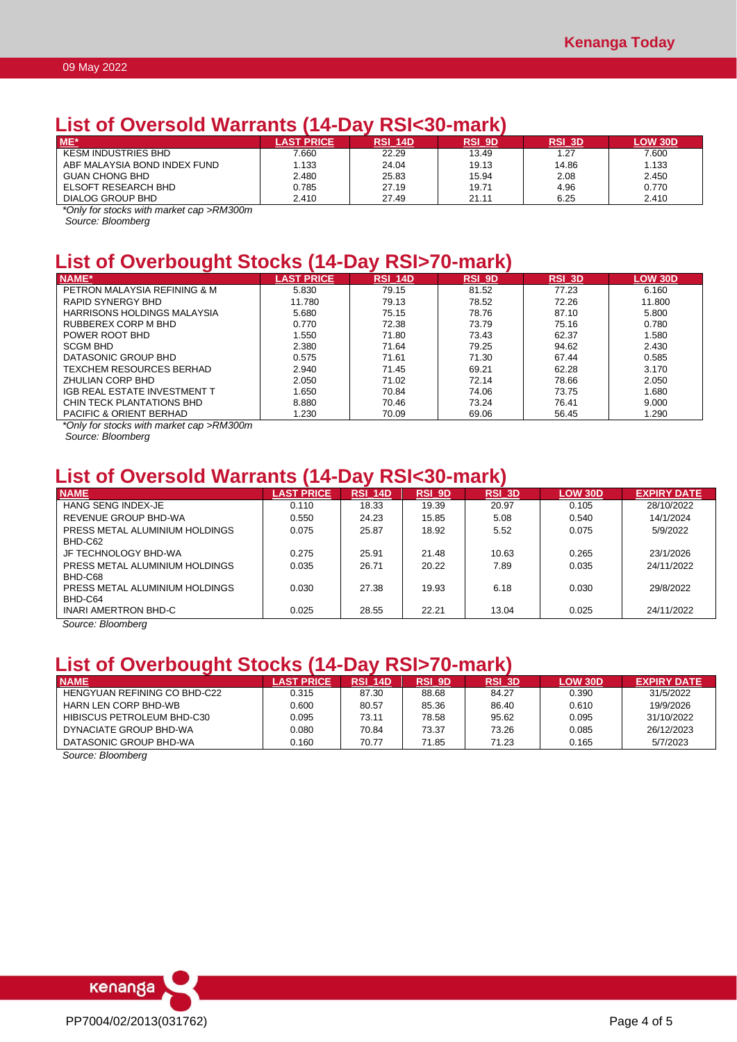## List of Oversold Warrants (14-Day RSI<30-mark)

| ME* | LAST PRICE | RSI_14D | RSI_9D | RSI_3D | LOW 30D |
|---|---|---|---|---|---|
| KESM INDUSTRIES BHD | 7.660 | 22.29 | 13.49 | 1.27 | 7.600 |
| ABF MALAYSIA BOND INDEX FUND | 1.133 | 24.04 | 19.13 | 14.86 | 1.133 |
| GUAN CHONG BHD | 2.480 | 25.83 | 15.94 | 2.08 | 2.450 |
| ELSOFT RESEARCH BHD | 0.785 | 27.19 | 19.71 | 4.96 | 0.770 |
| DIALOG GROUP BHD | 2.410 | 27.49 | 21.11 | 6.25 | 2.410 |

*Only for stocks with market cap >RM300m

Source: Bloomberg

## List of Overbought Stocks (14-Day RSI>70-mark)

| NAME* | LAST PRICE | RSI_14D | RSI_9D | RSI_3D | LOW 30D |
|---|---|---|---|---|---|
| PETRON MALAYSIA REFINING & M | 5.830 | 79.15 | 81.52 | 77.23 | 6.160 |
| RAPID SYNERGY BHD | 11.780 | 79.13 | 78.52 | 72.26 | 11.800 |
| HARRISONS HOLDINGS MALAYSIA | 5.680 | 75.15 | 78.76 | 87.10 | 5.800 |
| RUBBEREX CORP M BHD | 0.770 | 72.38 | 73.79 | 75.16 | 0.780 |
| POWER ROOT BHD | 1.550 | 71.80 | 73.43 | 62.37 | 1.580 |
| SCGM BHD | 2.380 | 71.64 | 79.25 | 94.62 | 2.430 |
| DATASONIC GROUP BHD | 0.575 | 71.61 | 71.30 | 67.44 | 0.585 |
| TEXCHEM RESOURCES BERHAD | 2.940 | 71.45 | 69.21 | 62.28 | 3.170 |
| ZHULIAN CORP BHD | 2.050 | 71.02 | 72.14 | 78.66 | 2.050 |
| IGB REAL ESTATE INVESTMENT T | 1.650 | 70.84 | 74.06 | 73.75 | 1.680 |
| CHIN TECK PLANTATIONS BHD | 8.880 | 70.46 | 73.24 | 76.41 | 9.000 |
| PACIFIC & ORIENT BERHAD | 1.230 | 70.09 | 69.06 | 56.45 | 1.290 |

*Only for stocks with market cap >RM300m

Source: Bloomberg

## List of Oversold Warrants (14-Day RSI<30-mark)

| NAME | LAST PRICE | RSI_14D | RSI_9D | RSI_3D | LOW 30D | EXPIRY DATE |
|---|---|---|---|---|---|---|
| HANG SENG INDEX-JE | 0.110 | 18.33 | 19.39 | 20.97 | 0.105 | 28/10/2022 |
| REVENUE GROUP BHD-WA | 0.550 | 24.23 | 15.85 | 5.08 | 0.540 | 14/1/2024 |
| PRESS METAL ALUMINIUM HOLDINGS BHD-C62 | 0.075 | 25.87 | 18.92 | 5.52 | 0.075 | 5/9/2022 |
| JF TECHNOLOGY BHD-WA | 0.275 | 25.91 | 21.48 | 10.63 | 0.265 | 23/1/2026 |
| PRESS METAL ALUMINIUM HOLDINGS BHD-C68 | 0.035 | 26.71 | 20.22 | 7.89 | 0.035 | 24/11/2022 |
| PRESS METAL ALUMINIUM HOLDINGS BHD-C64 | 0.030 | 27.38 | 19.93 | 6.18 | 0.030 | 29/8/2022 |
| INARI AMERTRON BHD-C | 0.025 | 28.55 | 22.21 | 13.04 | 0.025 | 24/11/2022 |

Source: Bloomberg

## List of Overbought Stocks (14-Day RSI>70-mark)

| NAME | LAST PRICE | RSI_14D | RSI_9D | RSI_3D | LOW 30D | EXPIRY DATE |
|---|---|---|---|---|---|---|
| HENGYUAN REFINING CO BHD-C22 | 0.315 | 87.30 | 88.68 | 84.27 | 0.390 | 31/5/2022 |
| HARN LEN CORP BHD-WB | 0.600 | 80.57 | 85.36 | 86.40 | 0.610 | 19/9/2026 |
| HIBISCUS PETROLEUM BHD-C30 | 0.095 | 73.11 | 78.58 | 95.62 | 0.095 | 31/10/2022 |
| DYNACIATE GROUP BHD-WA | 0.080 | 70.84 | 73.37 | 73.26 | 0.085 | 26/12/2023 |
| DATASONIC GROUP BHD-WA | 0.160 | 70.77 | 71.85 | 71.23 | 0.165 | 5/7/2023 |

Source: Bloomberg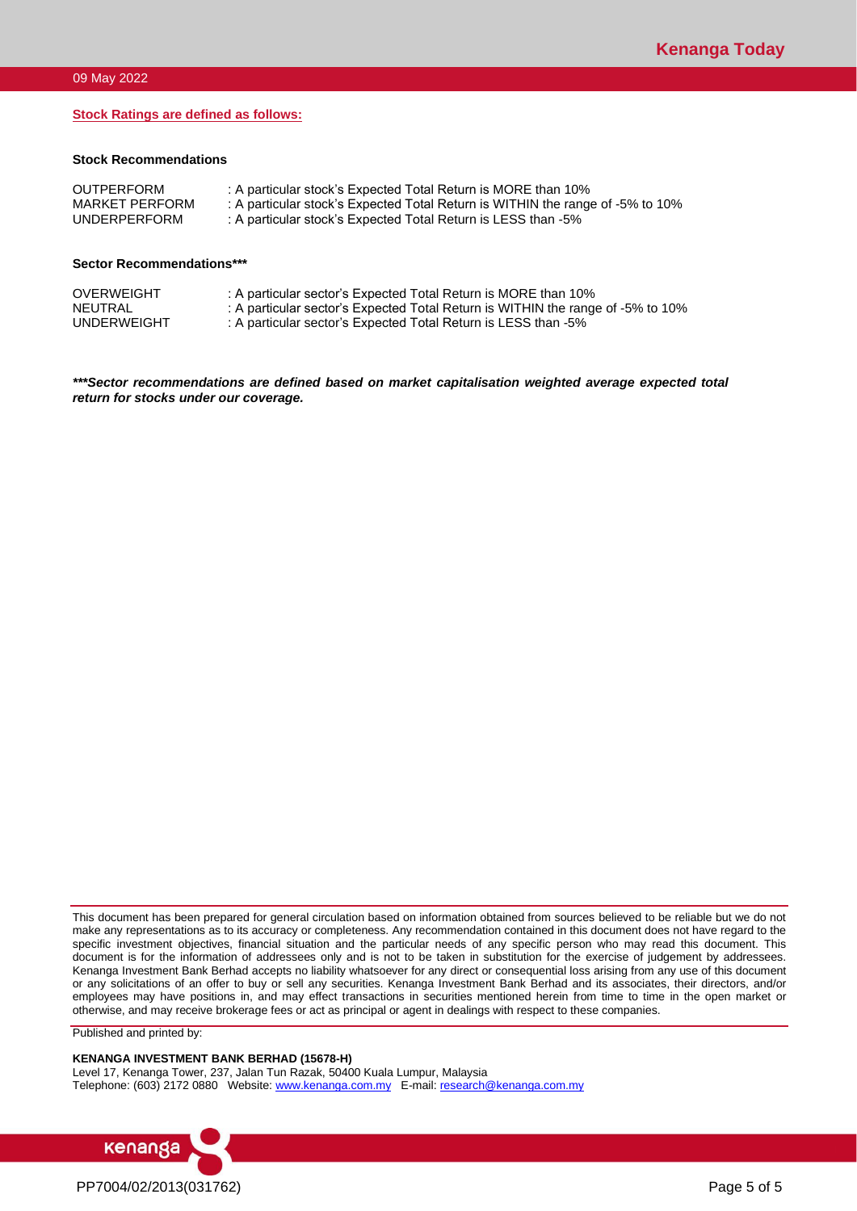**Stock Ratings are defined as follows:**

**Stock Recommendations**

| | |
|---|---|
| OUTPERFORM | : A particular stock's Expected Total Return is MORE than 10% |
| MARKET PERFORM | : A particular stock's Expected Total Return is WITHIN the range of -5% to 10% |
| UNDERPERFORM | : A particular stock's Expected Total Return is LESS than -5% |

**Sector Recommendations*****

| | |
|---|---|
| OVERWEIGHT | : A particular sector's Expected Total Return is MORE than 10% |
| NEUTRAL | : A particular sector's Expected Total Return is WITHIN the range of -5% to 10% |
| UNDERWEIGHT | : A particular sector's Expected Total Return is LESS than -5% |

****\*\*\*Sector recommendations are defined based on market capitalisation weighted average expected total return for stocks under our coverage.***

This document has been prepared for general circulation based on information obtained from sources believed to be reliable but we do not make any representations as to its accuracy or completeness. Any recommendation contained in this document does not have regard to the specific investment objectives, financial situation and the particular needs of any specific person who may read this document. This document is for the information of addressees only and is not to be taken in substitution for the exercise of judgement by addressees. Kenanga Investment Bank Berhad accepts no liability whatsoever for any direct or consequential loss arising from any use of this document or any solicitations of an offer to buy or sell any securities. Kenanga Investment Bank Berhad and its associates, their directors, and/or employees may have positions in, and may effect transactions in securities mentioned herein from time to time in the open market or otherwise, and may receive brokerage fees or act as principal or agent in dealings with respect to these companies.

Published and printed by:

**KENANGA INVESTMENT BANK BERHAD (15678-H)**
Level 17, Kenanga Tower, 237, Jalan Tun Razak, 50400 Kuala Lumpur, Malaysia
Telephone: (603) 2172 0880 Website: www.kenanga.com.my E-mail: research@kenanga.com.my

PP7004/02/2013(031762)